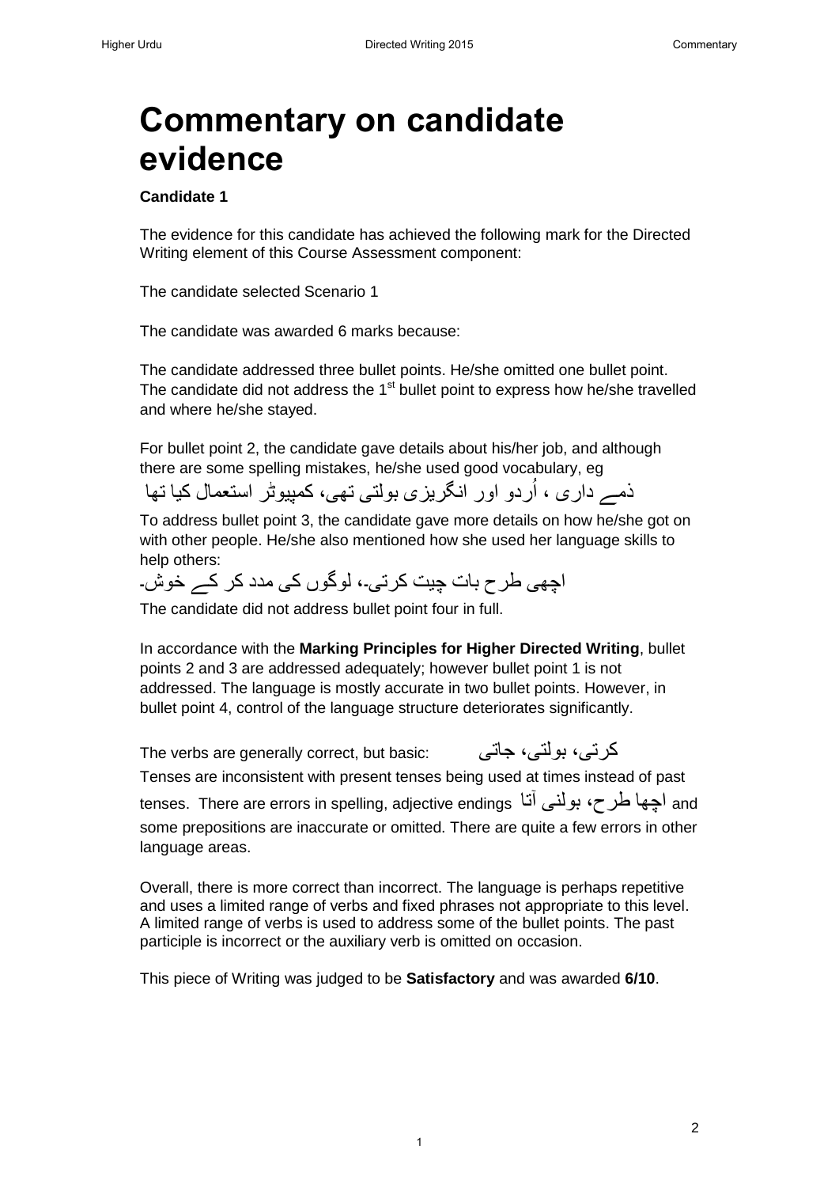# Commentary on candidate evidence

**Candidate 1**

The evidence for this candidate has achieved the following mark for the Directed Writing element of this Course Assessment component:

The candidate selected Scenario 1

The candidate was awarded 6 marks because:

The candidate addressed three bullet points. He/she omitted one bullet point. The candidate did not address the 1st bullet point to express how he/she travelled and where he/she stayed.

For bullet point 2, the candidate gave details about his/her job, and although there are some spelling mistakes, he/she used good vocabulary, eg

ذمے داری ، اُردو اور انگریزی بولتی تھی، کمپیوٹر استعمال کیا تھا

To address bullet point 3, the candidate gave more details on how he/she got on with other people. He/she also mentioned how she used her language skills to help others:

اچھی طرح بات چیت کرتی۔، لوگوں کی مدد کر کے خوش۔

The candidate did not address bullet point four in full.

In accordance with the **Marking Principles for Higher Directed Writing**, bullet points 2 and 3 are addressed adequately; however bullet point 1 is not addressed. The language is mostly accurate in two bullet points. However, in bullet point 4, control of the language structure deteriorates significantly.

The verbs are generally correct, but basic: کرتی، بولتی، جاتی

Tenses are inconsistent with present tenses being used at times instead of past tenses. There are errors in spelling, adjective endings اچھا طرح، بولنی آتا and some prepositions are inaccurate or omitted. There are quite a few errors in other language areas.

Overall, there is more correct than incorrect. The language is perhaps repetitive and uses a limited range of verbs and fixed phrases not appropriate to this level. A limited range of verbs is used to address some of the bullet points. The past participle is incorrect or the auxiliary verb is omitted on occasion.

This piece of Writing was judged to be **Satisfactory** and was awarded **6/10**.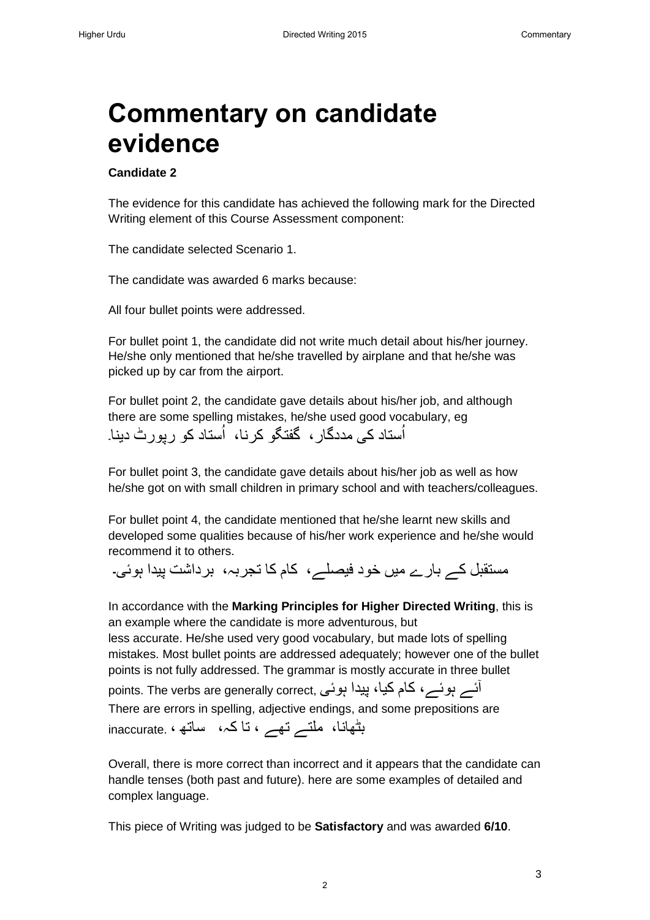# Commentary on candidate evidence

**Candidate 2**

The evidence for this candidate has achieved the following mark for the Directed Writing element of this Course Assessment component:

The candidate selected Scenario 1.

The candidate was awarded 6 marks because:

All four bullet points were addressed.

For bullet point 1, the candidate did not write much detail about his/her journey. He/she only mentioned that he/she travelled by airplane and that he/she was picked up by car from the airport.

For bullet point 2, the candidate gave details about his/her job, and although there are some spelling mistakes, he/she used good vocabulary, eg
اُستاد کی مددگار، گفتگو کرنا، اُستاد کو رپورٹ دینا۔

For bullet point 3, the candidate gave details about his/her job as well as how he/she got on with small children in primary school and with teachers/colleagues.

For bullet point 4, the candidate mentioned that he/she learnt new skills and developed some qualities because of his/her work experience and he/she would recommend it to others.
مستقبل کے بارے میں خود فیصلے، کام کا تجربہ، برداشت پیدا ہوئی۔

In accordance with the **Marking Principles for Higher Directed Writing**, this is an example where the candidate is more adventurous, but less accurate. He/she used very good vocabulary, but made lots of spelling mistakes. Most bullet points are addressed adequately; however one of the bullet points is not fully addressed. The grammar is mostly accurate in three bullet points. The verbs are generally correct, آئے ہوئے، کام کیا، پیدا ہوئی
There are errors in spelling, adjective endings, and some prepositions are inaccurate. بٹھانا، ملتے تھے ، تا کہ، ساتھ ،

Overall, there is more correct than incorrect and it appears that the candidate can handle tenses (both past and future). here are some examples of detailed and complex language.

This piece of Writing was judged to be **Satisfactory** and was awarded **6/10**.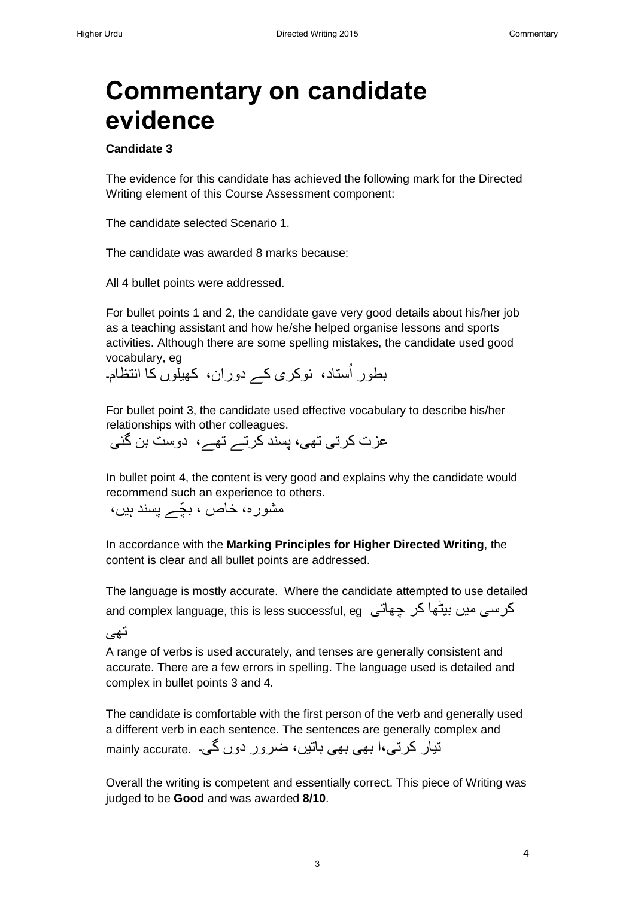# Commentary on candidate evidence

**Candidate 3**

The evidence for this candidate has achieved the following mark for the Directed Writing element of this Course Assessment component:

The candidate selected Scenario 1.

The candidate was awarded 8 marks because:

All 4 bullet points were addressed.

For bullet points 1 and 2, the candidate gave very good details about his/her job as a teaching assistant and how he/she helped organise lessons and sports activities. Although there are some spelling mistakes, the candidate used good vocabulary, eg

بطور اُستاد، نوکری کے دوران، کھیلوں کا انتظام۔

For bullet point 3, the candidate used effective vocabulary to describe his/her relationships with other colleagues.

عزت کرتی تھی، پسند کرتے تھے، دوست بن گئی

In bullet point 4, the content is very good and explains why the candidate would recommend such an experience to others.

مشورہ، خاص ، بچّے پسند ہیں،

In accordance with the **Marking Principles for Higher Directed Writing**, the content is clear and all bullet points are addressed.

The language is mostly accurate. Where the candidate attempted to use detailed and complex language, this is less successful, eg کرسی میں بیٹھا کر چھاتی تھی

A range of verbs is used accurately, and tenses are generally consistent and accurate. There are a few errors in spelling. The language used is detailed and complex in bullet points 3 and 4.

The candidate is comfortable with the first person of the verb and generally used a different verb in each sentence. The sentences are generally complex and mainly accurate. تیار کرتی،ا بھی بھی باتیں، ضرور دوں گی۔

Overall the writing is competent and essentially correct. This piece of Writing was judged to be **Good** and was awarded **8/10**.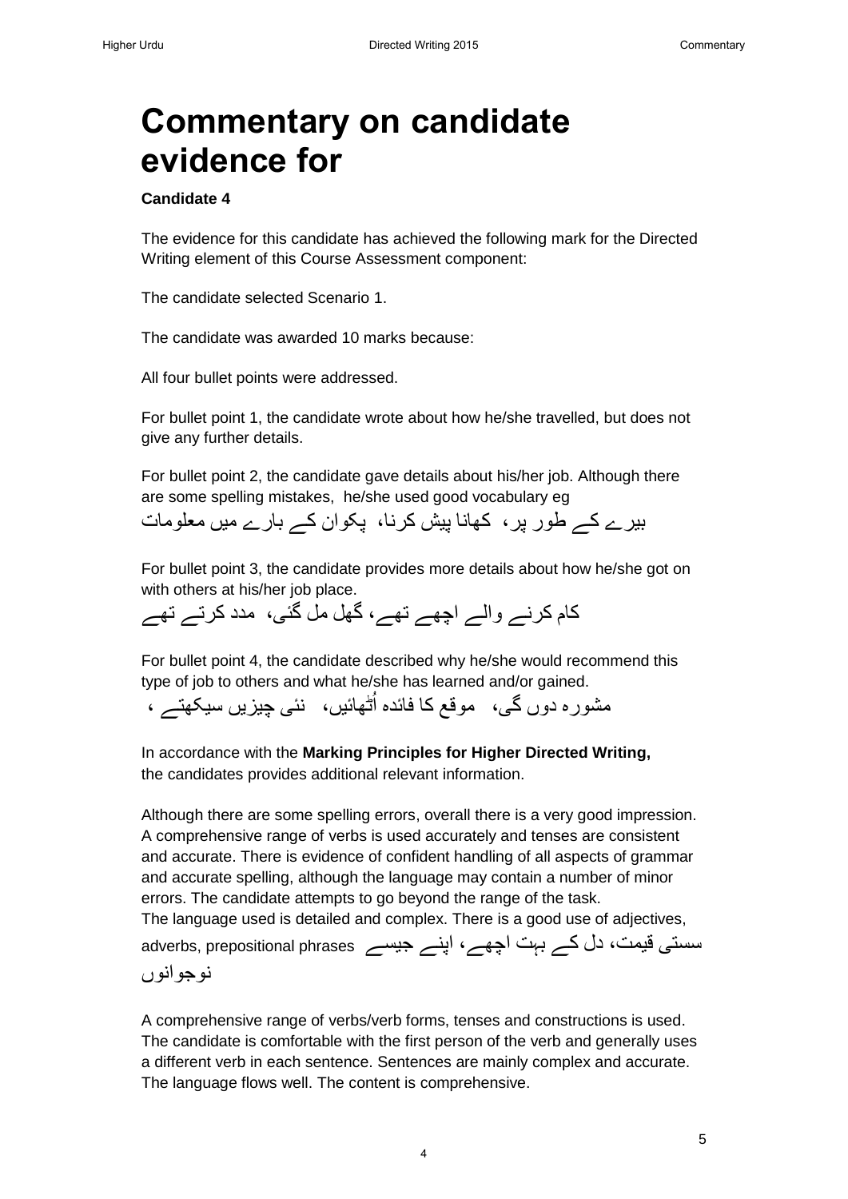# Commentary on candidate evidence for

**Candidate 4**

The evidence for this candidate has achieved the following mark for the Directed Writing element of this Course Assessment component:

The candidate selected Scenario 1.

The candidate was awarded 10 marks because:

All four bullet points were addressed.

For bullet point 1, the candidate wrote about how he/she travelled, but does not give any further details.

For bullet point 2, the candidate gave details about his/her job. Although there are some spelling mistakes, he/she used good vocabulary eg
بیرے کے طور پر، کھانا پیش کرنا، پکوان کے بارے میں معلومات

For bullet point 3, the candidate provides more details about how he/she got on with others at his/her job place.
کام کرنے والے اچھے تھے، گھل مل گئی، مدد کرتے تھے

For bullet point 4, the candidate described why he/she would recommend this type of job to others and what he/she has learned and/or gained.
مشورہ دوں گی، موقع کا فائدہ اُٹھائیں، نئی چیزیں سیکھتے ،

In accordance with the **Marking Principles for Higher Directed Writing,** the candidates provides additional relevant information.

Although there are some spelling errors, overall there is a very good impression. A comprehensive range of verbs is used accurately and tenses are consistent and accurate. There is evidence of confident handling of all aspects of grammar and accurate spelling, although the language may contain a number of minor errors. The candidate attempts to go beyond the range of the task.
The language used is detailed and complex. There is a good use of adjectives, adverbs, prepositional phrases سستی قیمت، دل کے بہت اچھے، اپنے جیسے نوجوانوں

A comprehensive range of verbs/verb forms, tenses and constructions is used. The candidate is comfortable with the first person of the verb and generally uses a different verb in each sentence. Sentences are mainly complex and accurate. The language flows well. The content is comprehensive.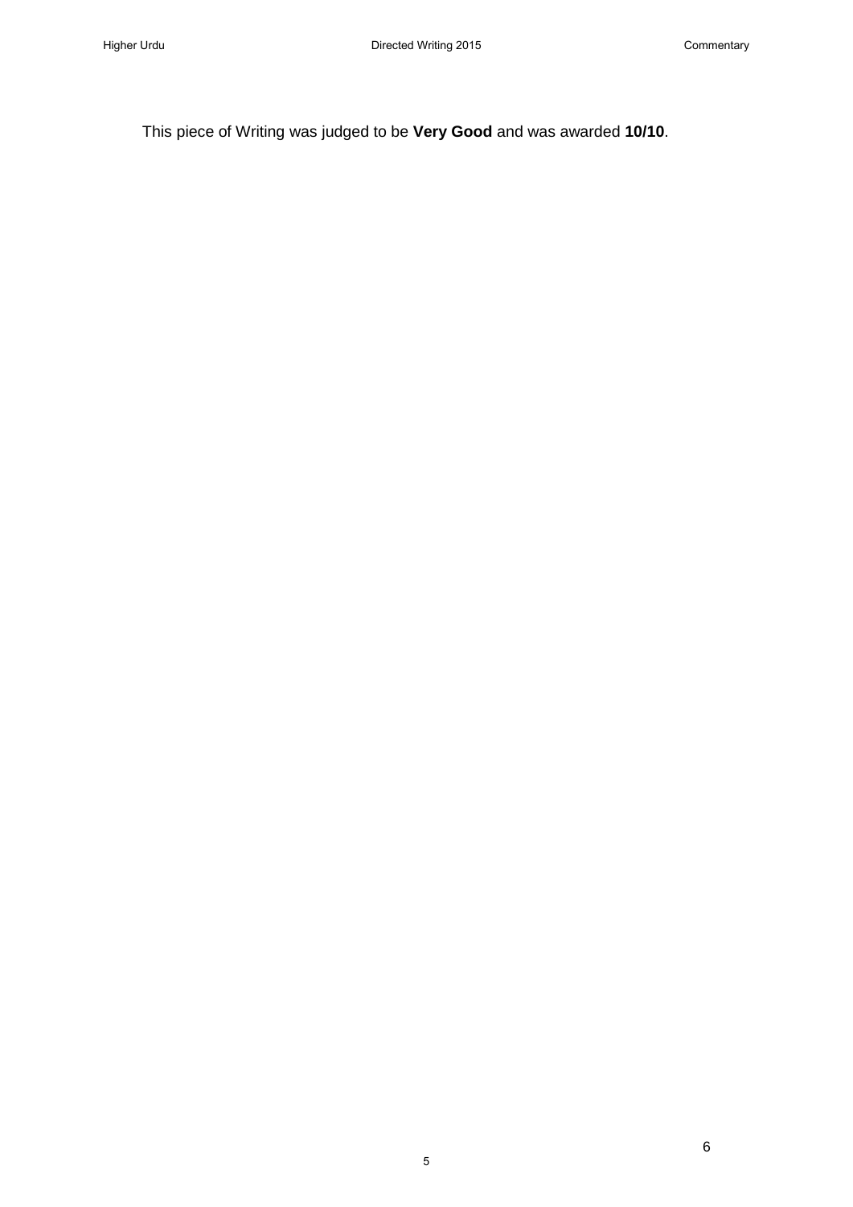This piece of Writing was judged to be **Very Good** and was awarded **10/10**.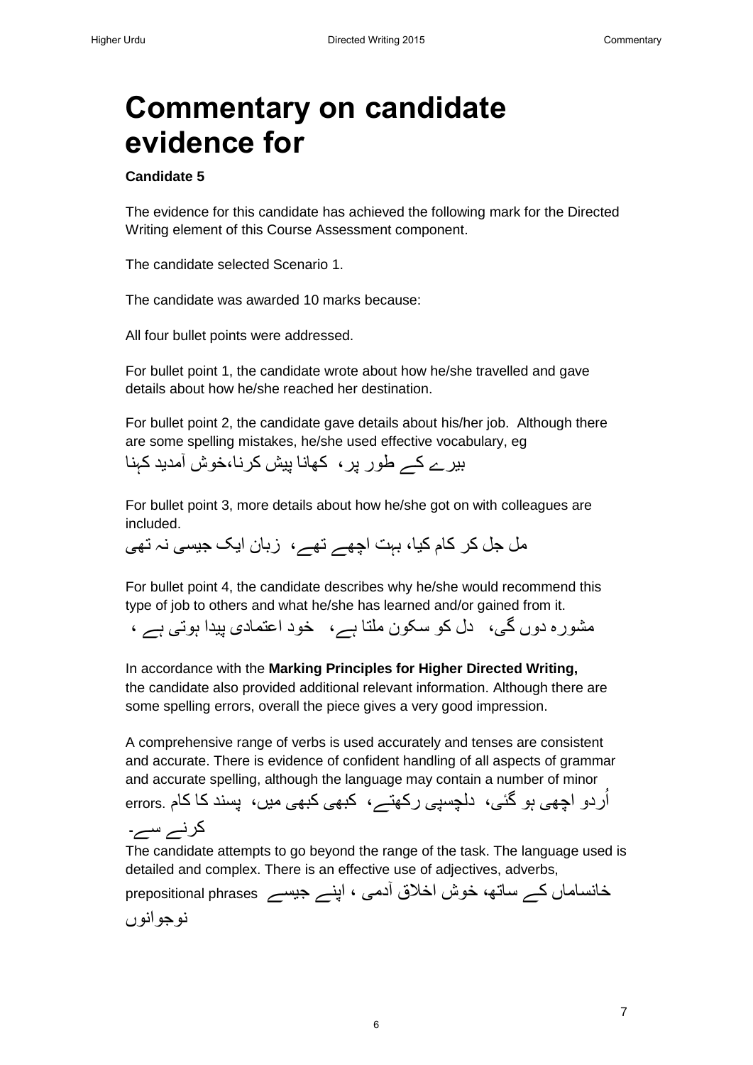# Commentary on candidate evidence for

**Candidate 5**

The evidence for this candidate has achieved the following mark for the Directed Writing element of this Course Assessment component.

The candidate selected Scenario 1.

The candidate was awarded 10 marks because:

All four bullet points were addressed.

For bullet point 1, the candidate wrote about how he/she travelled and gave details about how he/she reached her destination.

For bullet point 2, the candidate gave details about his/her job. Although there are some spelling mistakes, he/she used effective vocabulary, eg
بیرے کے طور پر، کھانا پیش کرنا،خوش آمدید کہنا

For bullet point 3, more details about how he/she got on with colleagues are included.
مل جل کر کام کیا، بہت اچھے تھے، زبان ایک جیسی نہ تھی

For bullet point 4, the candidate describes why he/she would recommend this type of job to others and what he/she has learned and/or gained from it.
مشورہ دوں گی، دل کو سکون ملتا ہے، خود اعتمادی پیدا ہوتی ہے ،

In accordance with the **Marking Principles for Higher Directed Writing,** the candidate also provided additional relevant information. Although there are some spelling errors, overall the piece gives a very good impression.

A comprehensive range of verbs is used accurately and tenses are consistent and accurate. There is evidence of confident handling of all aspects of grammar and accurate spelling, although the language may contain a number of minor errors. اُردو اچھی ہو گئی، دلچسپی رکھتے، کبھی کبھی میں، پسند کا کام کرنے سے۔

The candidate attempts to go beyond the range of the task. The language used is detailed and complex. There is an effective use of adjectives, adverbs, prepositional phrases خانساماں کے ساتھ، خوش اخلاق آدمی ، اپنے جیسے نوجوانوں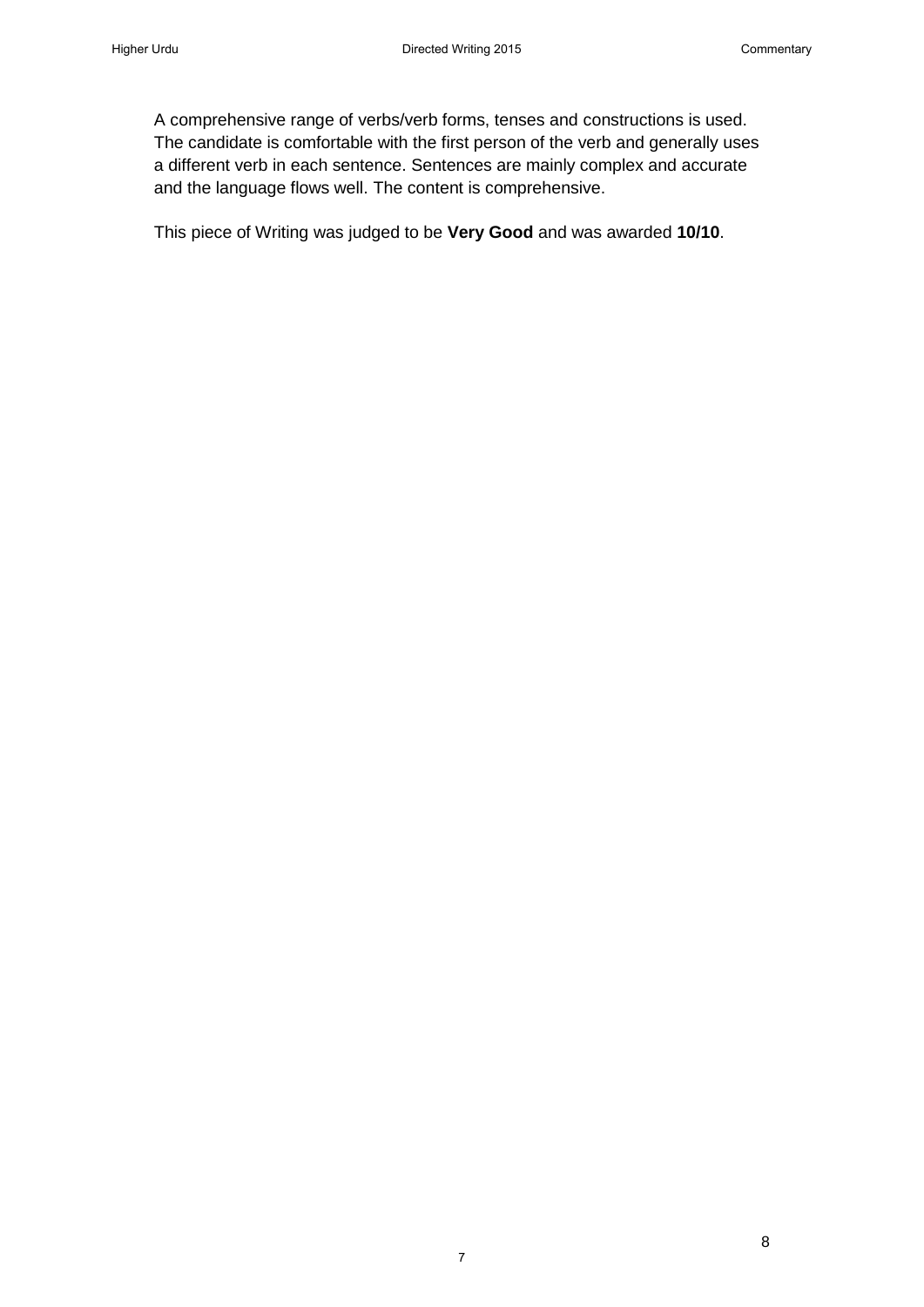A comprehensive range of verbs/verb forms, tenses and constructions is used. The candidate is comfortable with the first person of the verb and generally uses a different verb in each sentence. Sentences are mainly complex and accurate and the language flows well. The content is comprehensive.

This piece of Writing was judged to be **Very Good** and was awarded **10/10**.